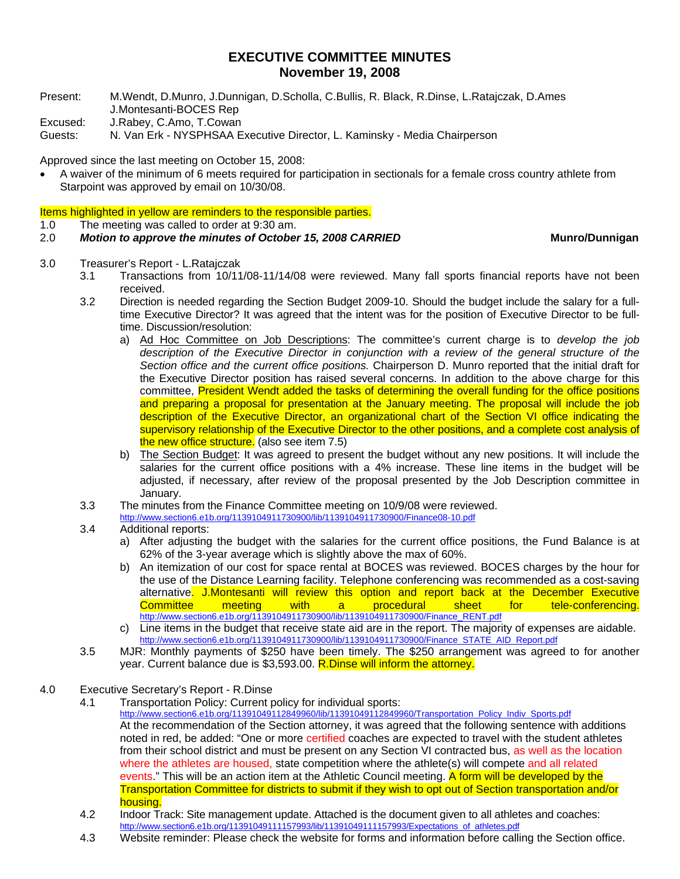# EXECUTIVE COMMITTEE MINUTES
## November 19, 2008

Present: M.Wendt, D.Munro, J.Dunnigan, D.Scholla, C.Bullis, R. Black, R.Dinse, L.Ratajczak, D.Ames J.Montesanti-BOCES Rep

Excused: J.Rabey, C.Amo, T.Cowan

Guests: N. Van Erk - NYSPHSAA Executive Director, L. Kaminsky - Media Chairperson

Approved since the last meeting on October 15, 2008:

- A waiver of the minimum of 6 meets required for participation in sectionals for a female cross country athlete from Starpoint was approved by email on 10/30/08.

Items highlighted in yellow are reminders to the responsible parties.

1.0 The meeting was called to order at 9:30 am.

2.0 ***Motion to approve the minutes of October 15, 2008 CARRIED*** **Munro/Dunnigan**

3.0 Treasurer's Report - L.Ratajczak

3.1 Transactions from 10/11/08-11/14/08 were reviewed. Many fall sports financial reports have not been received.

3.2 Direction is needed regarding the Section Budget 2009-10. Should the budget include the salary for a full-time Executive Director? It was agreed that the intent was for the position of Executive Director to be full-time. Discussion/resolution:

a) Ad Hoc Committee on Job Descriptions: The committee's current charge is to *develop the job description of the Executive Director in conjunction with a review of the general structure of the Section office and the current office positions.* Chairperson D. Munro reported that the initial draft for the Executive Director position has raised several concerns. In addition to the above charge for this committee, President Wendt added the tasks of determining the overall funding for the office positions and preparing a proposal for presentation at the January meeting. The proposal will include the job description of the Executive Director, an organizational chart of the Section VI office indicating the supervisory relationship of the Executive Director to the other positions, and a complete cost analysis of the new office structure. (also see item 7.5)

b) The Section Budget: It was agreed to present the budget without any new positions. It will include the salaries for the current office positions with a 4% increase. These line items in the budget will be adjusted, if necessary, after review of the proposal presented by the Job Description committee in January.

3.3 The minutes from the Finance Committee meeting on 10/9/08 were reviewed.
http://www.section6.e1b.org/1139104911730900/lib/1139104911730900/Finance08-10.pdf

3.4 Additional reports:

a) After adjusting the budget with the salaries for the current office positions, the Fund Balance is at 62% of the 3-year average which is slightly above the max of 60%.

b) An itemization of our cost for space rental at BOCES was reviewed. BOCES charges by the hour for the use of the Distance Learning facility. Telephone conferencing was recommended as a cost-saving alternative. J.Montesanti will review this option and report back at the December Executive Committee meeting with a procedural sheet for tele-conferencing.
http://www.section6.e1b.org/1139104911730900/lib/1139104911730900/Finance_RENT.pdf

c) Line items in the budget that receive state aid are in the report. The majority of expenses are aidable.
http://www.section6.e1b.org/1139104911730900/lib/1139104911730900/Finance_STATE_AID_Report.pdf

3.5 MJR: Monthly payments of $250 have been timely. The $250 arrangement was agreed to for another year. Current balance due is $3,593.00. R.Dinse will inform the attorney.

4.0 Executive Secretary's Report - R.Dinse

4.1 Transportation Policy: Current policy for individual sports:
http://www.section6.e1b.org/11391049112849960/lib/11391049112849960/Transportation_Policy_Indiv_Sports.pdf
At the recommendation of the Section attorney, it was agreed that the following sentence with additions noted in red, be added: "One or more certified coaches are expected to travel with the student athletes from their school district and must be present on any Section VI contracted bus, as well as the location where the athletes are housed, state competition where the athlete(s) will compete and all related events." This will be an action item at the Athletic Council meeting. A form will be developed by the Transportation Committee for districts to submit if they wish to opt out of Section transportation and/or housing.

4.2 Indoor Track: Site management update. Attached is the document given to all athletes and coaches:
http://www.section6.e1b.org/11391049111157993/lib/11391049111157993/Expectations_of_athletes.pdf

4.3 Website reminder: Please check the website for forms and information before calling the Section office.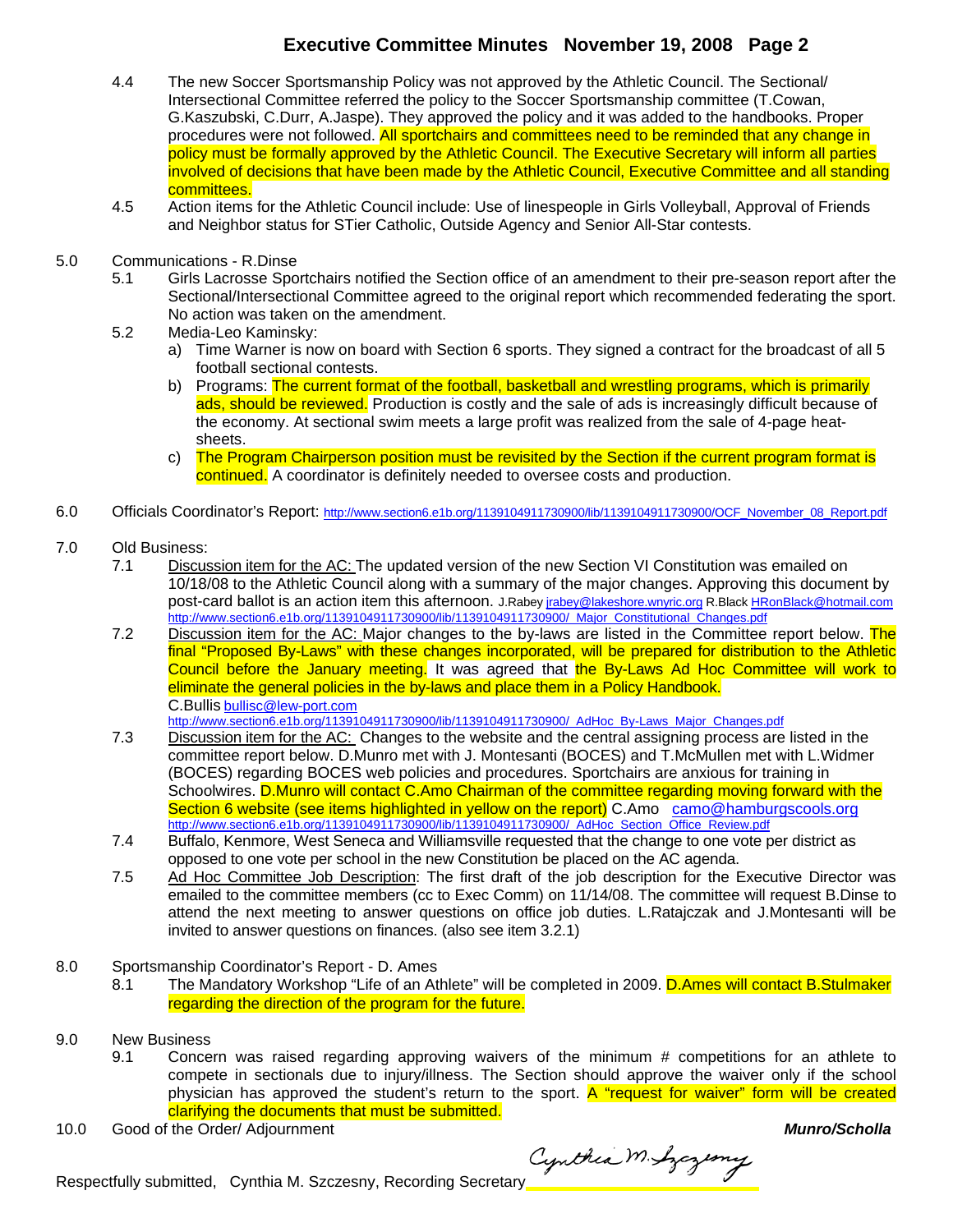4.4 The new Soccer Sportsmanship Policy was not approved by the Athletic Council. The Sectional/ Intersectional Committee referred the policy to the Soccer Sportsmanship committee (T.Cowan, G.Kaszubski, C.Durr, A.Jaspe). They approved the policy and it was added to the handbooks. Proper procedures were not followed. All sportchairs and committees need to be reminded that any change in policy must be formally approved by the Athletic Council. The Executive Secretary will inform all parties involved of decisions that have been made by the Athletic Council, Executive Committee and all standing committees.

4.5 Action items for the Athletic Council include: Use of linespeople in Girls Volleyball, Approval of Friends and Neighbor status for STier Catholic, Outside Agency and Senior All-Star contests.

5.0 Communications - R.Dinse

5.1 Girls Lacrosse Sportchairs notified the Section office of an amendment to their pre-season report after the Sectional/Intersectional Committee agreed to the original report which recommended federating the sport. No action was taken on the amendment.

5.2 Media-Leo Kaminsky:

a) Time Warner is now on board with Section 6 sports. They signed a contract for the broadcast of all 5 football sectional contests.

b) Programs: The current format of the football, basketball and wrestling programs, which is primarily ads, should be reviewed. Production is costly and the sale of ads is increasingly difficult because of the economy. At sectional swim meets a large profit was realized from the sale of 4-page heat-sheets.

c) The Program Chairperson position must be revisited by the Section if the current program format is continued. A coordinator is definitely needed to oversee costs and production.

6.0 Officials Coordinator's Report: http://www.section6.e1b.org/1139104911730900/lib/1139104911730900/OCF_November_08_Report.pdf

7.0 Old Business:

7.1 Discussion item for the AC: The updated version of the new Section VI Constitution was emailed on 10/18/08 to the Athletic Council along with a summary of the major changes. Approving this document by post-card ballot is an action item this afternoon. J.Rabey jrabey@lakeshore.wnyric.org R.Black HRonBlack@hotmail.com http://www.section6.e1b.org/1139104911730900/lib/1139104911730900/_Major_Constitutional_Changes.pdf

7.2 Discussion item for the AC: Major changes to the by-laws are listed in the Committee report below. The final "Proposed By-Laws" with these changes incorporated, will be prepared for distribution to the Athletic Council before the January meeting. It was agreed that the By-Laws Ad Hoc Committee will work to eliminate the general policies in the by-laws and place them in a Policy Handbook.
C.Bullis bullisc@lew-port.com
http://www.section6.e1b.org/1139104911730900/lib/1139104911730900/_AdHoc_By-Laws_Major_Changes.pdf

7.3 Discussion item for the AC: Changes to the website and the central assigning process are listed in the committee report below. D.Munro met with J. Montesanti (BOCES) and T.McMullen met with L.Widmer (BOCES) regarding BOCES web policies and procedures. Sportchairs are anxious for training in Schoolwires. D.Munro will contact C.Amo Chairman of the committee regarding moving forward with the Section 6 website (see items highlighted in yellow on the report) C.Amo camo@hamburgscools.org
http://www.section6.e1b.org/1139104911730900/lib/1139104911730900/_AdHoc_Section_Office_Review.pdf

7.4 Buffalo, Kenmore, West Seneca and Williamsville requested that the change to one vote per district as opposed to one vote per school in the new Constitution be placed on the AC agenda.

7.5 Ad Hoc Committee Job Description: The first draft of the job description for the Executive Director was emailed to the committee members (cc to Exec Comm) on 11/14/08. The committee will request B.Dinse to attend the next meeting to answer questions on office job duties. L.Ratajczak and J.Montesanti will be invited to answer questions on finances. (also see item 3.2.1)

8.0 Sportsmanship Coordinator's Report - D. Ames

8.1 The Mandatory Workshop "Life of an Athlete" will be completed in 2009. D.Ames will contact B.Stulmaker regarding the direction of the program for the future.

9.0 New Business

9.1 Concern was raised regarding approving waivers of the minimum # competitions for an athlete to compete in sectionals due to injury/illness. The Section should approve the waiver only if the school physician has approved the student's return to the sport. A "request for waiver" form will be created clarifying the documents that must be submitted.

10.0 Good of the Order/ Adjournment ***Munro/Scholla***

Respectfully submitted, Cynthia M. Szczesny, Recording Secretary